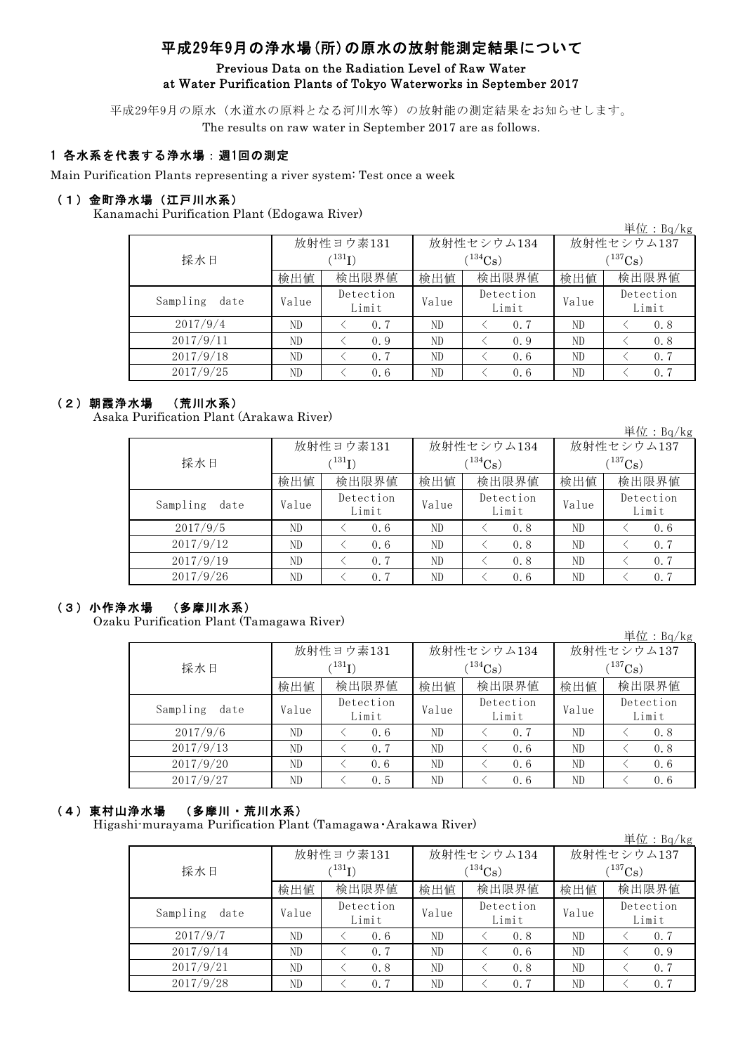# 平成29年9月の浄水場(所)の原水の放射能測定結果について

**Previous Data on the Radiation Level of Raw Water at Water Purification Plants of Tokyo Waterworks in September 2017**

平成29年9月の原水（水道水の原料となる河川水等）の放射能の測定結果をお知らせします。
The results on raw water in September 2017 are as follows.

## 1 各水系を代表する浄水場：週1回の測定

Main Purification Plants representing a river system: Test once a week

### （1）金町浄水場（江戸川水系）

Kanamachi Purification Plant (Edogawa River)

単位：Bq/kg

| 採水日 | 放射性ヨウ素131 ($^{131}I$) | | 放射性セシウム134 ($^{134}Cs$) | | 放射性セシウム137 ($^{137}Cs$) | |
|---|---|---|---|---|---|---|
| | 検出値 | 検出限界値 | 検出値 | 検出限界値 | 検出値 | 検出限界値 |
| Sampling date | Value | Detection Limit | Value | Detection Limit | Value | Detection Limit |
| 2017/9/4 | ND | ＜ 0.7 | ND | ＜ 0.7 | ND | ＜ 0.8 |
| 2017/9/11 | ND | ＜ 0.9 | ND | ＜ 0.9 | ND | ＜ 0.8 |
| 2017/9/18 | ND | ＜ 0.7 | ND | ＜ 0.6 | ND | ＜ 0.7 |
| 2017/9/25 | ND | ＜ 0.6 | ND | ＜ 0.6 | ND | ＜ 0.7 |

### （2）朝霞浄水場 （荒川水系）

Asaka Purification Plant (Arakawa River)

単位：Bq/kg

| 採水日 | 放射性ヨウ素131 ($^{131}I$) | | 放射性セシウム134 ($^{134}Cs$) | | 放射性セシウム137 ($^{137}Cs$) | |
|---|---|---|---|---|---|---|
| | 検出値 | 検出限界値 | 検出値 | 検出限界値 | 検出値 | 検出限界値 |
| Sampling date | Value | Detection Limit | Value | Detection Limit | Value | Detection Limit |
| 2017/9/5 | ND | ＜ 0.6 | ND | ＜ 0.8 | ND | ＜ 0.6 |
| 2017/9/12 | ND | ＜ 0.6 | ND | ＜ 0.8 | ND | ＜ 0.7 |
| 2017/9/19 | ND | ＜ 0.7 | ND | ＜ 0.8 | ND | ＜ 0.7 |
| 2017/9/26 | ND | ＜ 0.7 | ND | ＜ 0.6 | ND | ＜ 0.7 |

### （3）小作浄水場 （多摩川水系）

Ozaku Purification Plant (Tamagawa River)

単位：Bq/kg

| 採水日 | 放射性ヨウ素131 ($^{131}I$) | | 放射性セシウム134 ($^{134}Cs$) | | 放射性セシウム137 ($^{137}Cs$) | |
|---|---|---|---|---|---|---|
| | 検出値 | 検出限界値 | 検出値 | 検出限界値 | 検出値 | 検出限界値 |
| Sampling date | Value | Detection Limit | Value | Detection Limit | Value | Detection Limit |
| 2017/9/6 | ND | ＜ 0.6 | ND | ＜ 0.7 | ND | ＜ 0.8 |
| 2017/9/13 | ND | ＜ 0.7 | ND | ＜ 0.6 | ND | ＜ 0.8 |
| 2017/9/20 | ND | ＜ 0.6 | ND | ＜ 0.6 | ND | ＜ 0.6 |
| 2017/9/27 | ND | ＜ 0.5 | ND | ＜ 0.6 | ND | ＜ 0.6 |

### （4）東村山浄水場 （多摩川・荒川水系）

Higashi-murayama Purification Plant (Tamagawa･Arakawa River)

単位：Bq/kg

| 採水日 | 放射性ヨウ素131 ($^{131}I$) | | 放射性セシウム134 ($^{134}Cs$) | | 放射性セシウム137 ($^{137}Cs$) | |
|---|---|---|---|---|---|---|
| | 検出値 | 検出限界値 | 検出値 | 検出限界値 | 検出値 | 検出限界値 |
| Sampling date | Value | Detection Limit | Value | Detection Limit | Value | Detection Limit |
| 2017/9/7 | ND | ＜ 0.6 | ND | ＜ 0.8 | ND | ＜ 0.7 |
| 2017/9/14 | ND | ＜ 0.7 | ND | ＜ 0.6 | ND | ＜ 0.9 |
| 2017/9/21 | ND | ＜ 0.8 | ND | ＜ 0.8 | ND | ＜ 0.7 |
| 2017/9/28 | ND | ＜ 0.7 | ND | ＜ 0.7 | ND | ＜ 0.7 |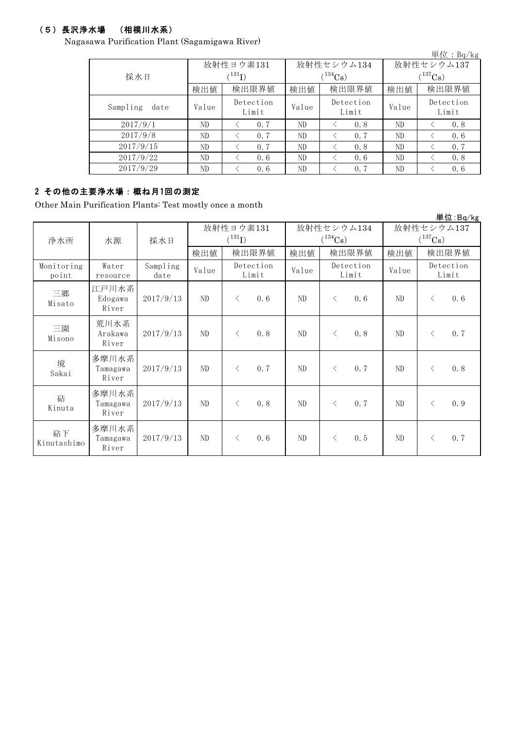### （５）長沢浄水場　（相模川水系）

Nagasawa Purification Plant (Sagamigawa River)

単位：Bq/kg

| 採水日 | 放射性ヨウ素131 ($^{131}I$) | | | 放射性セシウム134 ($^{134}Cs$) | | | 放射性セシウム137 ($^{137}Cs$) | | |
|---|---|---|---|---|---|---|---|---|---|
| | 検出値 | 検出限界値 | | 検出値 | 検出限界値 | | 検出値 | 検出限界値 | |
| Sampling date | Value | Detection Limit | | Value | Detection Limit | | Value | Detection Limit | |
| 2017/9/1 | ND | < | 0.7 | ND | < | 0.8 | ND | < | 0.8 |
| 2017/9/8 | ND | < | 0.7 | ND | < | 0.7 | ND | < | 0.6 |
| 2017/9/15 | ND | < | 0.7 | ND | < | 0.8 | ND | < | 0.7 |
| 2017/9/22 | ND | < | 0.6 | ND | < | 0.6 | ND | < | 0.8 |
| 2017/9/29 | ND | < | 0.6 | ND | < | 0.7 | ND | < | 0.6 |

## 2 その他の主要浄水場：概ね月1回の測定

Other Main Purification Plants: Test mostly once a month

単位：Bq/kg

| 浄水所 | 水源 | 採水日 | 放射性ヨウ素131 ($^{131}I$) | | | 放射性セシウム134 ($^{134}Cs$) | | | 放射性セシウム137 ($^{137}Cs$) | | |
|---|---|---|---|---|---|---|---|---|---|---|---|
| | | | 検出値 | 検出限界値 | | 検出値 | 検出限界値 | | 検出値 | 検出限界値 | |
| Monitoring point | Water resource | Sampling date | Value | Detection Limit | | Value | Detection Limit | | Value | Detection Limit | |
| 三郷 Misato | 江戸川水系 Edogawa River | 2017/9/13 | ND | < | 0.6 | ND | < | 0.6 | ND | < | 0.6 |
| 三園 Misono | 荒川水系 Arakawa River | 2017/9/13 | ND | < | 0.8 | ND | < | 0.8 | ND | < | 0.7 |
| 境 Sakai | 多摩川水系 Tamagawa River | 2017/9/13 | ND | < | 0.7 | ND | < | 0.7 | ND | < | 0.8 |
| 砧 Kinuta | 多摩川水系 Tamagawa River | 2017/9/13 | ND | < | 0.8 | ND | < | 0.7 | ND | < | 0.9 |
| 砧下 Kinutashimo | 多摩川水系 Tamagawa River | 2017/9/13 | ND | < | 0.6 | ND | < | 0.5 | ND | < | 0.7 |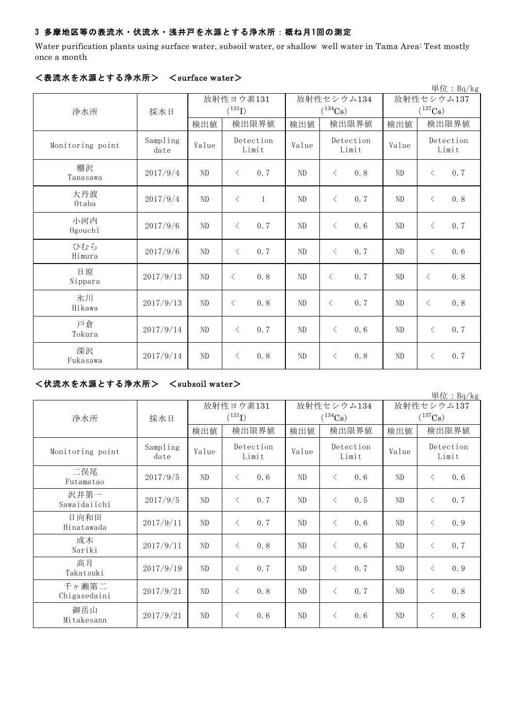### 3 多摩地区等の表流水・伏流水・浅井戸を水源とする浄水所：概ね月1回の測定

Water purification plants using surface water, subsoil water, or shallow well water in Tama Area: Test mostly once a month

#### ＜表流水を水源とする浄水所＞　＜surface water＞

単位：Bq/kg

| 浄水所 | 採水日 | 放射性ヨウ素131 ($^{131}I$) | | 放射性セシウム134 ($^{134}Cs$) | | 放射性セシウム137 ($^{137}Cs$) | |
|---|---|---|---|---|---|---|---|
| | | 検出値 | 検出限界値 | 検出値 | 検出限界値 | 検出値 | 検出限界値 |
| Monitoring point | Sampling date | Value | Detection Limit | Value | Detection Limit | Value | Detection Limit |
| 棚沢 Tanasawa | 2017/9/4 | ND | ＜ 0.7 | ND | ＜ 0.8 | ND | ＜ 0.7 |
| 大丹波 Otaba | 2017/9/4 | ND | ＜ 1 | ND | ＜ 0.7 | ND | ＜ 0.8 |
| 小河内 Ogouchi | 2017/9/6 | ND | ＜ 0.7 | ND | ＜ 0.6 | ND | ＜ 0.7 |
| ひむら Himura | 2017/9/6 | ND | ＜ 0.7 | ND | ＜ 0.7 | ND | ＜ 0.6 |
| 日原 Nippara | 2017/9/13 | ND | ＜ 0.8 | ND | ＜ 0.7 | ND | ＜ 0.8 |
| 氷川 Hikawa | 2017/9/13 | ND | ＜ 0.8 | ND | ＜ 0.7 | ND | ＜ 0.8 |
| 戸倉 Tokura | 2017/9/14 | ND | ＜ 0.7 | ND | ＜ 0.6 | ND | ＜ 0.7 |
| 深沢 Fukasawa | 2017/9/14 | ND | ＜ 0.8 | ND | ＜ 0.8 | ND | ＜ 0.7 |

#### ＜伏流水を水源とする浄水所＞　＜subsoil water＞

単位：Bq/kg

| 浄水所 | 採水日 | 放射性ヨウ素131 ($^{131}I$) | | 放射性セシウム134 ($^{134}Cs$) | | 放射性セシウム137 ($^{137}Cs$) | |
|---|---|---|---|---|---|---|---|
| | | 検出値 | 検出限界値 | 検出値 | 検出限界値 | 検出値 | 検出限界値 |
| Monitoring point | Sampling date | Value | Detection Limit | Value | Detection Limit | Value | Detection Limit |
| 二俣尾 Futamatao | 2017/9/5 | ND | ＜ 0.6 | ND | ＜ 0.6 | ND | ＜ 0.6 |
| 沢井第一 Sawaidaiichi | 2017/9/5 | ND | ＜ 0.7 | ND | ＜ 0.5 | ND | ＜ 0.7 |
| 日向和田 Hinatawada | 2017/9/11 | ND | ＜ 0.7 | ND | ＜ 0.6 | ND | ＜ 0.9 |
| 成木 Nariki | 2017/9/11 | ND | ＜ 0.8 | ND | ＜ 0.6 | ND | ＜ 0.7 |
| 高月 Takatsuki | 2017/9/19 | ND | ＜ 0.7 | ND | ＜ 0.7 | ND | ＜ 0.9 |
| 千ヶ瀬第二 Chigasedaini | 2017/9/21 | ND | ＜ 0.8 | ND | ＜ 0.7 | ND | ＜ 0.8 |
| 御岳山 Mitakesann | 2017/9/21 | ND | ＜ 0.6 | ND | ＜ 0.6 | ND | ＜ 0.8 |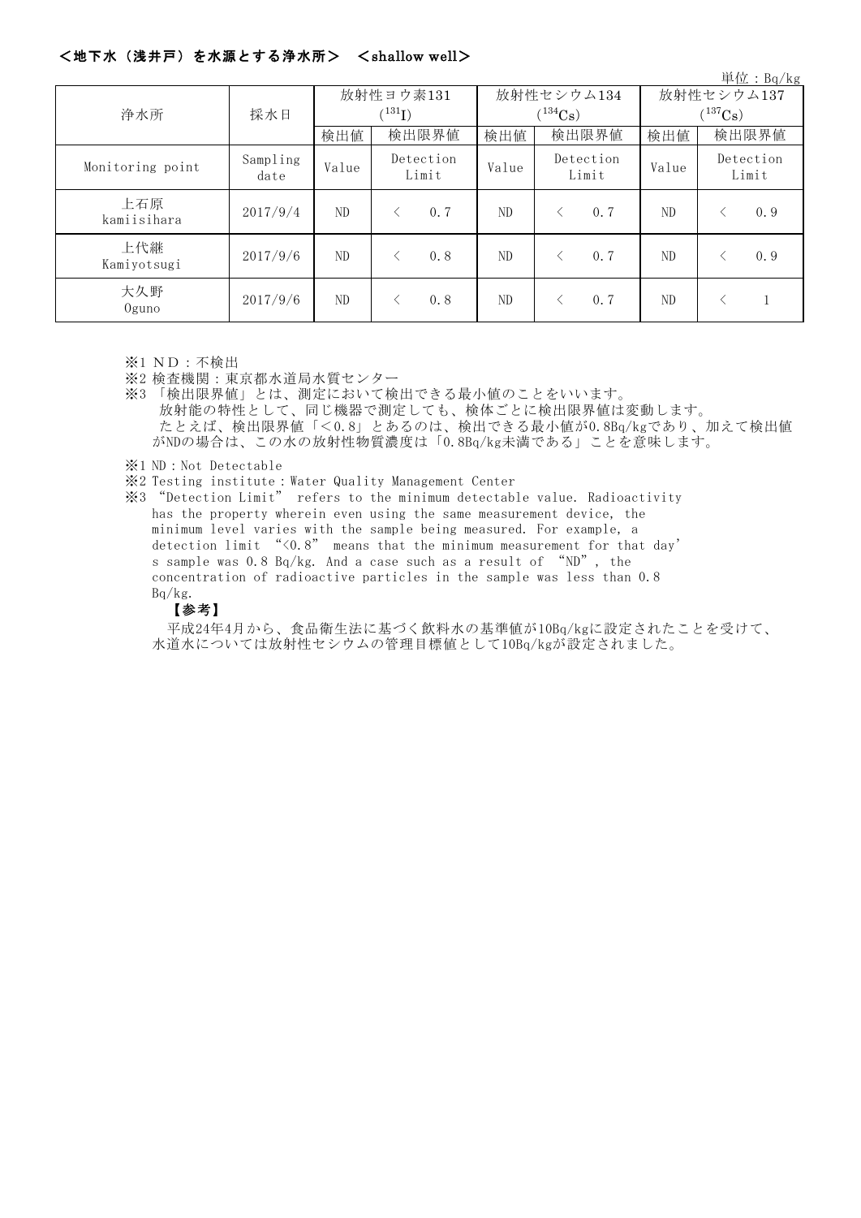## ＜地下水（浅井戸）を水源とする浄水所＞　＜shallow well＞

単位：Bq/kg

| 浄水所 | 採水日 | 放射性ヨウ素131 ($^{131}I$) | | 放射性セシウム134 ($^{134}Cs$) | | 放射性セシウム137 ($^{137}Cs$) | |
|---|---|---|---|---|---|---|---|
| | | 検出値 | 検出限界値 | 検出値 | 検出限界値 | 検出値 | 検出限界値 |
| Monitoring point | Sampling date | Value | Detection Limit | Value | Detection Limit | Value | Detection Limit |
| 上石原 kamiisihara | 2017/9/4 | ND | ＜ 0.7 | ND | ＜ 0.7 | ND | ＜ 0.9 |
| 上代継 Kamiyotsugi | 2017/9/6 | ND | ＜ 0.8 | ND | ＜ 0.7 | ND | ＜ 0.9 |
| 大久野 Oguno | 2017/9/6 | ND | ＜ 0.8 | ND | ＜ 0.7 | ND | ＜ 1 |

※1 ＮＤ：不検出
※2 検査機関：東京都水道局水質センター
※3 「検出限界値」とは、測定において検出できる最小値のことをいいます。
　放射能の特性として、同じ機器で測定しても、検体ごとに検出限界値は変動します。
　たとえば、検出限界値「＜0.8」とあるのは、検出できる最小値が0.8Bq/kgであり、加えて検出値がNDの場合は、この水の放射性物質濃度は「0.8Bq/kg未満である」ことを意味します。

※1 ND：Not Detectable
※2 Testing institute：Water Quality Management Center
※3 "Detection Limit" refers to the minimum detectable value. Radioactivity has the property wherein even using the same measurement device, the minimum level varies with the sample being measured. For example, a detection limit "<0.8" means that the minimum measurement for that day's sample was 0.8 Bq/kg. And a case such as a result of "ND", the concentration of radioactive particles in the sample was less than 0.8 Bq/kg.

**【参考】**

平成24年4月から、食品衛生法に基づく飲料水の基準値が10Bq/kgに設定されたことを受けて、水道水については放射性セシウムの管理目標値として10Bq/kgが設定されました。